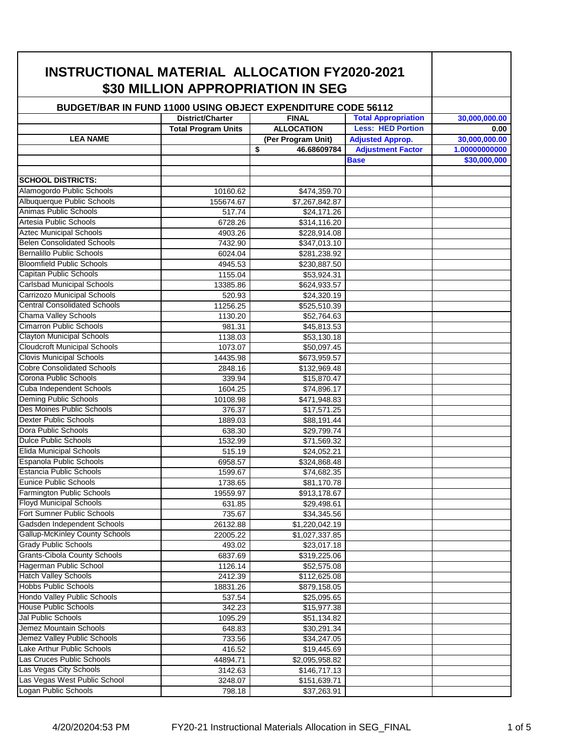# INSTRUCTIONAL MATERIAL ALLOCATION FY2020-2021
## $30 MILLION APPROPRIATION IN SEG

### BUDGET/BAR IN FUND 11000 USING OBJECT EXPENDITURE CODE 56112

| | District/Charter | FINAL | Total Appropriation | 30,000,000.00 |
|---|---|---|---|---|
| | Total Program Units | ALLOCATION | Less: HED Portion | 0.00 |
| LEA NAME | | (Per Program Unit) | Adjusted Approp. | 30,000,000.00 |
| | | $ 46.68609784 | Adjustment Factor | 1.00000000000 |
| | | | Base | $30,000,000 |
| | | | | |
| SCHOOL DISTRICTS: | | | | |
| Alamogordo Public Schools | 10160.62 | $474,359.70 | | |
| Albuquerque Public Schools | 155674.67 | $7,267,842.87 | | |
| Animas Public Schools | 517.74 | $24,171.26 | | |
| Artesia Public Schools | 6728.26 | $314,116.20 | | |
| Aztec Municipal Schools | 4903.26 | $228,914.08 | | |
| Belen Consolidated Schools | 7432.90 | $347,013.10 | | |
| Bernalillo Public Schools | 6024.04 | $281,238.92 | | |
| Bloomfield Public Schools | 4945.53 | $230,887.50 | | |
| Capitan Public Schools | 1155.04 | $53,924.31 | | |
| Carlsbad Municipal Schools | 13385.86 | $624,933.57 | | |
| Carrizozo Municipal Schools | 520.93 | $24,320.19 | | |
| Central Consolidated Schools | 11256.25 | $525,510.39 | | |
| Chama Valley Schools | 1130.20 | $52,764.63 | | |
| Cimarron Public Schools | 981.31 | $45,813.53 | | |
| Clayton Municipal Schools | 1138.03 | $53,130.18 | | |
| Cloudcroft Municipal Schools | 1073.07 | $50,097.45 | | |
| Clovis Municipal Schools | 14435.98 | $673,959.57 | | |
| Cobre Consolidated Schools | 2848.16 | $132,969.48 | | |
| Corona Public Schools | 339.94 | $15,870.47 | | |
| Cuba Independent Schools | 1604.25 | $74,896.17 | | |
| Deming Public Schools | 10108.98 | $471,948.83 | | |
| Des Moines Public Schools | 376.37 | $17,571.25 | | |
| Dexter Public Schools | 1889.03 | $88,191.44 | | |
| Dora Public Schools | 638.30 | $29,799.74 | | |
| Dulce Public Schools | 1532.99 | $71,569.32 | | |
| Elida Municipal Schools | 515.19 | $24,052.21 | | |
| Espanola Public Schools | 6958.57 | $324,868.48 | | |
| Estancia Public Schools | 1599.67 | $74,682.35 | | |
| Eunice Public Schools | 1738.65 | $81,170.78 | | |
| Farmington Public Schools | 19559.97 | $913,178.67 | | |
| Floyd Municipal Schools | 631.85 | $29,498.61 | | |
| Fort Sumner Public Schools | 735.67 | $34,345.56 | | |
| Gadsden Independent Schools | 26132.88 | $1,220,042.19 | | |
| Gallup-McKinley County Schools | 22005.22 | $1,027,337.85 | | |
| Grady Public Schools | 493.02 | $23,017.18 | | |
| Grants-Cibola County Schools | 6837.69 | $319,225.06 | | |
| Hagerman Public School | 1126.14 | $52,575.08 | | |
| Hatch Valley Schools | 2412.39 | $112,625.08 | | |
| Hobbs Public Schools | 18831.26 | $879,158.05 | | |
| Hondo Valley Public Schools | 537.54 | $25,095.65 | | |
| House Public Schools | 342.23 | $15,977.38 | | |
| Jal Public Schools | 1095.29 | $51,134.82 | | |
| Jemez Mountain Schools | 648.83 | $30,291.34 | | |
| Jemez Valley Public Schools | 733.56 | $34,247.05 | | |
| Lake Arthur Public Schools | 416.52 | $19,445.69 | | |
| Las Cruces Public Schools | 44894.71 | $2,095,958.82 | | |
| Las Vegas City Schools | 3142.63 | $146,717.13 | | |
| Las Vegas West Public School | 3248.07 | $151,639.71 | | |
| Logan Public Schools | 798.18 | $37,263.91 | | |

4/20/2020 4:53 PM FY20-21 Instructional Materials Allocation in SEG_FINAL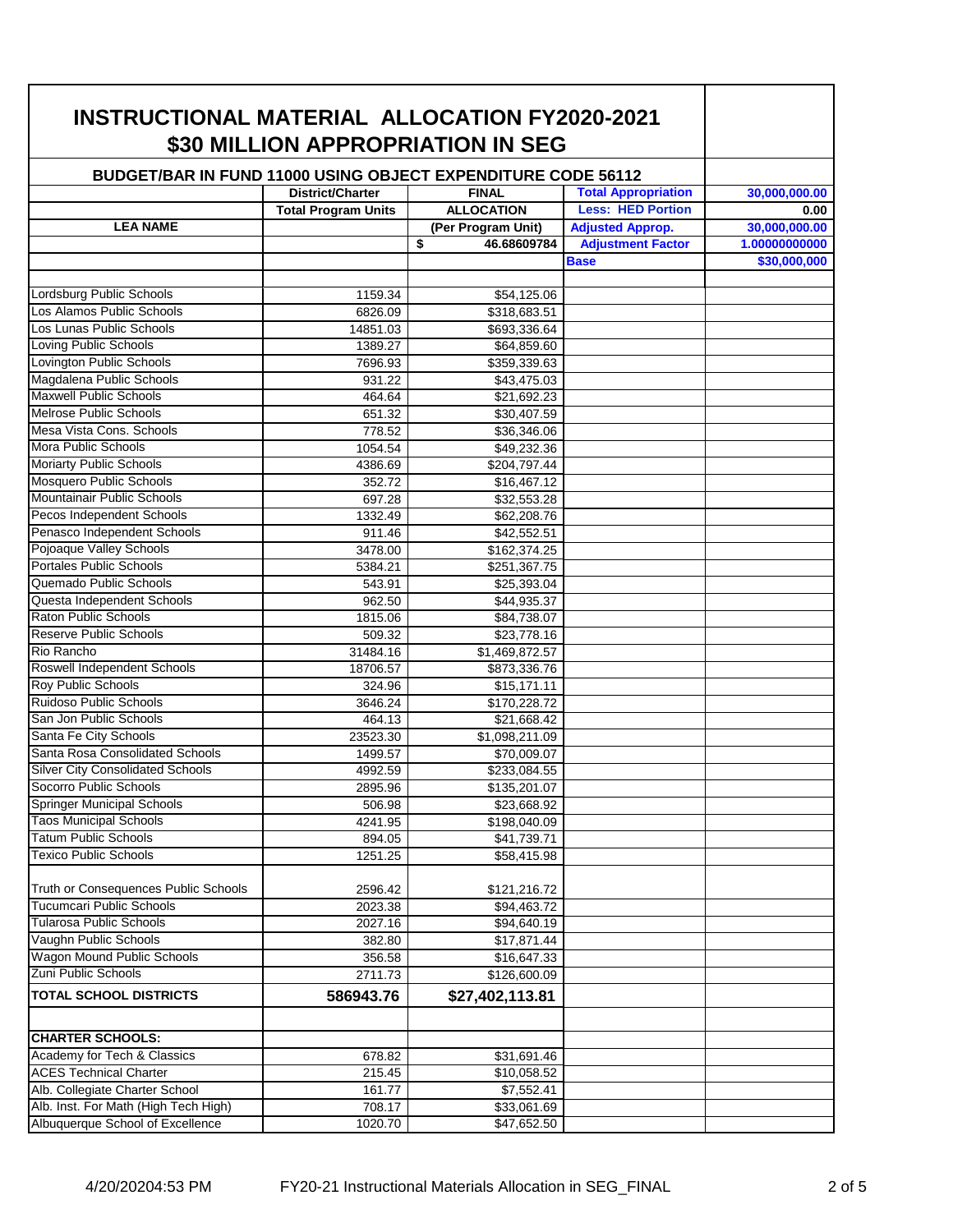# INSTRUCTIONAL MATERIAL ALLOCATION FY2020-2021
## $30 MILLION APPROPRIATION IN SEG

### BUDGET/BAR IN FUND 11000 USING OBJECT EXPENDITURE CODE 56112

| LEA NAME | District/Charter Total Program Units | FINAL ALLOCATION (Per Program Unit) | | |
|---|---|---|---|---|
| | | | Total Appropriation | 30,000,000.00 |
| | | | Less: HED Portion | 0.00 |
| | | | Adjusted Approp. | 30,000,000.00 |
| | | $ 46.68609784 | Adjustment Factor | 1.00000000000 |
| | | | Base | $30,000,000 |
| Lordsburg Public Schools | 1159.34 | $54,125.06 | | |
| Los Alamos Public Schools | 6826.09 | $318,683.51 | | |
| Los Lunas Public Schools | 14851.03 | $693,336.64 | | |
| Loving Public Schools | 1389.27 | $64,859.60 | | |
| Lovington Public Schools | 7696.93 | $359,339.63 | | |
| Magdalena Public Schools | 931.22 | $43,475.03 | | |
| Maxwell Public Schools | 464.64 | $21,692.23 | | |
| Melrose Public Schools | 651.32 | $30,407.59 | | |
| Mesa Vista Cons. Schools | 778.52 | $36,346.06 | | |
| Mora Public Schools | 1054.54 | $49,232.36 | | |
| Moriarty Public Schools | 4386.69 | $204,797.44 | | |
| Mosquero Public Schools | 352.72 | $16,467.12 | | |
| Mountainair Public Schools | 697.28 | $32,553.28 | | |
| Pecos Independent Schools | 1332.49 | $62,208.76 | | |
| Penasco Independent Schools | 911.46 | $42,552.51 | | |
| Pojoaque Valley Schools | 3478.00 | $162,374.25 | | |
| Portales Public Schools | 5384.21 | $251,367.75 | | |
| Quemado Public Schools | 543.91 | $25,393.04 | | |
| Questa Independent Schools | 962.50 | $44,935.37 | | |
| Raton Public Schools | 1815.06 | $84,738.07 | | |
| Reserve Public Schools | 509.32 | $23,778.16 | | |
| Rio Rancho | 31484.16 | $1,469,872.57 | | |
| Roswell Independent Schools | 18706.57 | $873,336.76 | | |
| Roy Public Schools | 324.96 | $15,171.11 | | |
| Ruidoso Public Schools | 3646.24 | $170,228.72 | | |
| San Jon Public Schools | 464.13 | $21,668.42 | | |
| Santa Fe City Schools | 23523.30 | $1,098,211.09 | | |
| Santa Rosa Consolidated Schools | 1499.57 | $70,009.07 | | |
| Silver City Consolidated Schools | 4992.59 | $233,084.55 | | |
| Socorro Public Schools | 2895.96 | $135,201.07 | | |
| Springer Municipal Schools | 506.98 | $23,668.92 | | |
| Taos Municipal Schools | 4241.95 | $198,040.09 | | |
| Tatum Public Schools | 894.05 | $41,739.71 | | |
| Texico Public Schools | 1251.25 | $58,415.98 | | |
| Truth or Consequences Public Schools | 2596.42 | $121,216.72 | | |
| Tucumcari Public Schools | 2023.38 | $94,463.72 | | |
| Tularosa Public Schools | 2027.16 | $94,640.19 | | |
| Vaughn Public Schools | 382.80 | $17,871.44 | | |
| Wagon Mound Public Schools | 356.58 | $16,647.33 | | |
| Zuni Public Schools | 2711.73 | $126,600.09 | | |
| **TOTAL SCHOOL DISTRICTS** | **586943.76** | **$27,402,113.81** | | |
| | | | | |
| **CHARTER SCHOOLS:** | | | | |
| Academy for Tech & Classics | 678.82 | $31,691.46 | | |
| ACES Technical Charter | 215.45 | $10,058.52 | | |
| Alb. Collegiate Charter School | 161.77 | $7,552.41 | | |
| Alb. Inst. For Math (High Tech High) | 708.17 | $33,061.69 | | |
| Albuquerque School of Excellence | 1020.70 | $47,652.50 | | |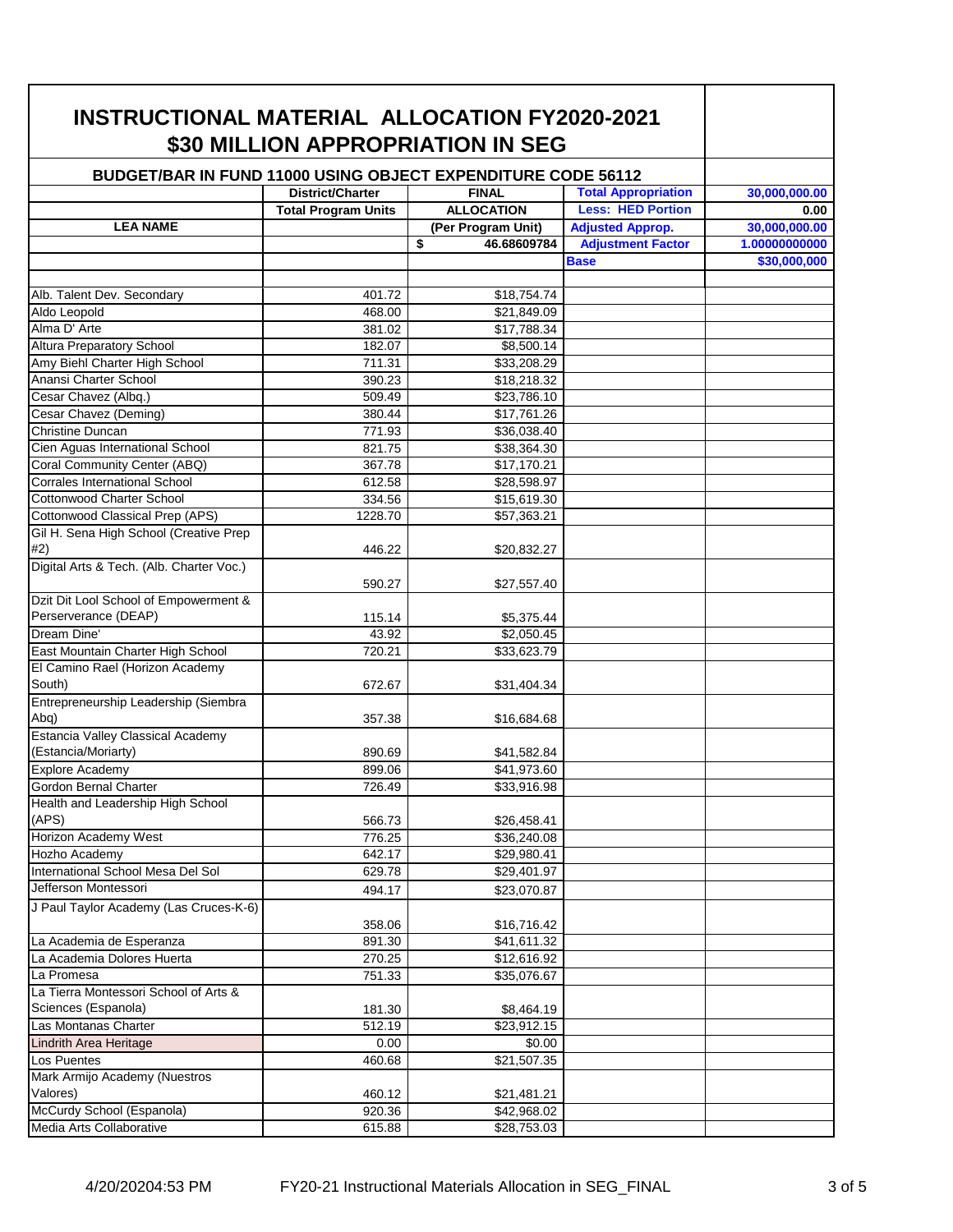# INSTRUCTIONAL MATERIAL ALLOCATION FY2020-2021
## $30 MILLION APPROPRIATION IN SEG

### BUDGET/BAR IN FUND 11000 USING OBJECT EXPENDITURE CODE 56112

| LEA NAME | District/Charter Total Program Units | FINAL ALLOCATION (Per Program Unit) | | |
|---|---|---|---|---|
| | | | Total Appropriation | 30,000,000.00 |
| | | | Less: HED Portion | 0.00 |
| | | | Adjusted Approp. | 30,000,000.00 |
| | | $ 46.68609784 | Adjustment Factor | 1.00000000000 |
| | | | Base | $30,000,000 |
| Alb. Talent Dev. Secondary | 401.72 | $18,754.74 | | |
| Aldo Leopold | 468.00 | $21,849.09 | | |
| Alma D' Arte | 381.02 | $17,788.34 | | |
| Altura Preparatory School | 182.07 | $8,500.14 | | |
| Amy Biehl Charter High School | 711.31 | $33,208.29 | | |
| Anansi Charter School | 390.23 | $18,218.32 | | |
| Cesar Chavez (Albq.) | 509.49 | $23,786.10 | | |
| Cesar Chavez (Deming) | 380.44 | $17,761.26 | | |
| Christine Duncan | 771.93 | $36,038.40 | | |
| Cien Aguas International School | 821.75 | $38,364.30 | | |
| Coral Community Center (ABQ) | 367.78 | $17,170.21 | | |
| Corrales International School | 612.58 | $28,598.97 | | |
| Cottonwood Charter School | 334.56 | $15,619.30 | | |
| Cottonwood Classical Prep (APS) | 1228.70 | $57,363.21 | | |
| Gil H. Sena High School (Creative Prep #2) | 446.22 | $20,832.27 | | |
| Digital Arts & Tech. (Alb. Charter Voc.) | 590.27 | $27,557.40 | | |
| Dzit Dit Lool School of Empowerment & Perserverance (DEAP) | 115.14 | $5,375.44 | | |
| Dream Dine' | 43.92 | $2,050.45 | | |
| East Mountain Charter High School | 720.21 | $33,623.79 | | |
| El Camino Rael (Horizon Academy South) | 672.67 | $31,404.34 | | |
| Entrepreneurship Leadership (Siembra Abq) | 357.38 | $16,684.68 | | |
| Estancia Valley Classical Academy (Estancia/Moriarty) | 890.69 | $41,582.84 | | |
| Explore Academy | 899.06 | $41,973.60 | | |
| Gordon Bernal Charter | 726.49 | $33,916.98 | | |
| Health and Leadership High School (APS) | 566.73 | $26,458.41 | | |
| Horizon Academy West | 776.25 | $36,240.08 | | |
| Hozho Academy | 642.17 | $29,980.41 | | |
| International School Mesa Del Sol | 629.78 | $29,401.97 | | |
| Jefferson Montessori | 494.17 | $23,070.87 | | |
| J Paul Taylor Academy (Las Cruces-K-6) | 358.06 | $16,716.42 | | |
| La Academia de Esperanza | 891.30 | $41,611.32 | | |
| La Academia Dolores Huerta | 270.25 | $12,616.92 | | |
| La Promesa | 751.33 | $35,076.67 | | |
| La Tierra Montessori School of Arts & Sciences (Espanola) | 181.30 | $8,464.19 | | |
| Las Montanas Charter | 512.19 | $23,912.15 | | |
| Lindrith Area Heritage | 0.00 | $0.00 | | |
| Los Puentes | 460.68 | $21,507.35 | | |
| Mark Armijo Academy (Nuestros Valores) | 460.12 | $21,481.21 | | |
| McCurdy School (Espanola) | 920.36 | $42,968.02 | | |
| Media Arts Collaborative | 615.88 | $28,753.03 | | |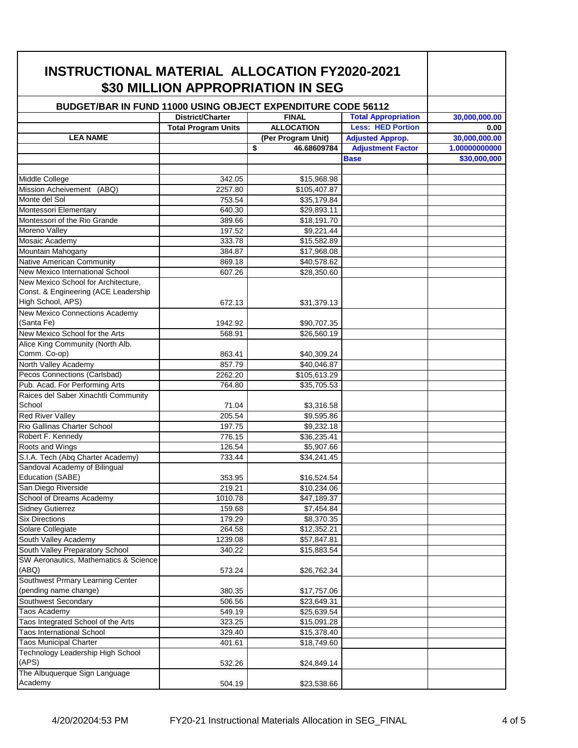# INSTRUCTIONAL MATERIAL ALLOCATION FY2020-2021
## $30 MILLION APPROPRIATION IN SEG

**BUDGET/BAR IN FUND 11000 USING OBJECT EXPENDITURE CODE 56112**

| LEA NAME | District/Charter Total Program Units | FINAL ALLOCATION (Per Program Unit) | | |
|---|---|---|---|---|
| | | | **Total Appropriation** | **30,000,000.00** |
| | | | **Less: HED Portion** | **0.00** |
| | | | **Adjusted Approp.** | **30,000,000.00** |
| | | $ 46.68609784 | **Adjustment Factor** | **1.00000000000** |
| | | | **Base** | **$30,000,000** |
| Middle College | 342.05 | $15,968.98 | | |
| Mission Acheivement (ABQ) | 2257.80 | $105,407.87 | | |
| Monte del Sol | 753.54 | $35,179.84 | | |
| Montessori Elementary | 640.30 | $29,893.11 | | |
| Montessori of the Rio Grande | 389.66 | $18,191.70 | | |
| Moreno Valley | 197.52 | $9,221.44 | | |
| Mosaic Academy | 333.78 | $15,582.89 | | |
| Mountain Mahogany | 384.87 | $17,968.08 | | |
| Native American Community | 869.18 | $40,578.62 | | |
| New Mexico International School | 607.26 | $28,350.60 | | |
| New Mexico School for Architecture, Const. & Engineering (ACE Leadership High School, APS) | 672.13 | $31,379.13 | | |
| New Mexico Connections Academy (Santa Fe) | 1942.92 | $90,707.35 | | |
| New Mexico School for the Arts | 568.91 | $26,560.19 | | |
| Alice King Community (North Alb. Comm. Co-op) | 863.41 | $40,309.24 | | |
| North Valley Academy | 857.79 | $40,046.87 | | |
| Pecos Connections (Carlsbad) | 2262.20 | $105,613.29 | | |
| Pub. Acad. For Performing Arts | 764.80 | $35,705.53 | | |
| Raices del Saber Xinachtli Community School | 71.04 | $3,316.58 | | |
| Red River Valley | 205.54 | $9,595.86 | | |
| Rio Gallinas Charter School | 197.75 | $9,232.18 | | |
| Robert F. Kennedy | 776.15 | $36,235.41 | | |
| Roots and Wings | 126.54 | $5,907.66 | | |
| S.I.A. Tech (Abq Charter Academy) | 733.44 | $34,241.45 | | |
| Sandoval Academy of Bilingual Education (SABE) | 353.95 | $16,524.54 | | |
| San Diego Riverside | 219.21 | $10,234.06 | | |
| School of Dreams Academy | 1010.78 | $47,189.37 | | |
| Sidney Gutierrez | 159.68 | $7,454.84 | | |
| Six Directions | 179.29 | $8,370.35 | | |
| Solare Collegiate | 264.58 | $12,352.21 | | |
| South Valley Academy | 1239.08 | $57,847.81 | | |
| South Valley Preparatory School | 340.22 | $15,883.54 | | |
| SW Aeronautics, Mathematics & Science (ABQ) | 573.24 | $26,762.34 | | |
| Southwest Prmary Learning Center (pending name change) | 380.35 | $17,757.06 | | |
| Southwest Secondary | 506.56 | $23,649.31 | | |
| Taos Academy | 549.19 | $25,639.54 | | |
| Taos Integrated School of the Arts | 323.25 | $15,091.28 | | |
| Taos International School | 329.40 | $15,378.40 | | |
| Taos Municipal Charter | 401.61 | $18,749.60 | | |
| Technology Leadership High School (APS) | 532.26 | $24,849.14 | | |
| The Albuquerque Sign Language Academy | 504.19 | $23,538.66 | | |

4/20/20204:53 PM FY20-21 Instructional Materials Allocation in SEG_FINAL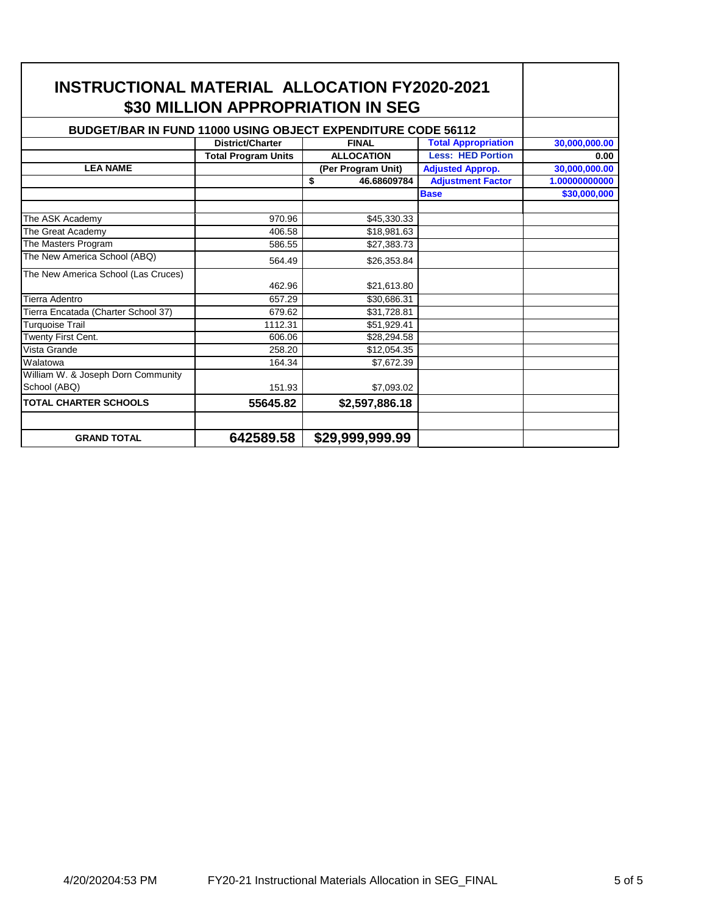# INSTRUCTIONAL MATERIAL ALLOCATION FY2020-2021
## $30 MILLION APPROPRIATION IN SEG

### BUDGET/BAR IN FUND 11000 USING OBJECT EXPENDITURE CODE 56112

| LEA NAME | District/Charter Total Program Units | FINAL ALLOCATION (Per Program Unit) | | |
|---|---|---|---|---|
| | | | Total Appropriation | 30,000,000.00 |
| | | | Less: HED Portion | 0.00 |
| | | | Adjusted Approp. | 30,000,000.00 |
| | | $ 46.68609784 | Adjustment Factor | 1.00000000000 |
| | | | Base | $30,000,000 |
| The ASK Academy | 970.96 | $45,330.33 | | |
| The Great Academy | 406.58 | $18,981.63 | | |
| The Masters Program | 586.55 | $27,383.73 | | |
| The New America School (ABQ) | 564.49 | $26,353.84 | | |
| The New America School (Las Cruces) | 462.96 | $21,613.80 | | |
| Tierra Adentro | 657.29 | $30,686.31 | | |
| Tierra Encatada (Charter School 37) | 679.62 | $31,728.81 | | |
| Turquoise Trail | 1112.31 | $51,929.41 | | |
| Twenty First Cent. | 606.06 | $28,294.58 | | |
| Vista Grande | 258.20 | $12,054.35 | | |
| Walatowa | 164.34 | $7,672.39 | | |
| William W. & Joseph Dorn Community School (ABQ) | 151.93 | $7,093.02 | | |
| **TOTAL CHARTER SCHOOLS** | **55645.82** | **$2,597,886.18** | | |
| | | | | |
| **GRAND TOTAL** | **642589.58** | **$29,999,999.99** | | |